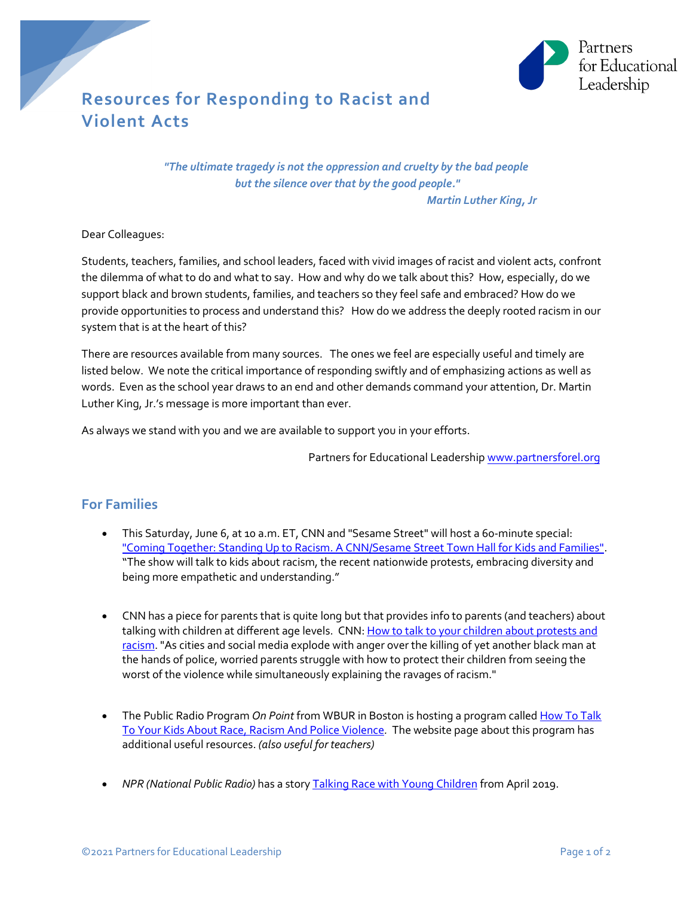# Resources for Responding to Racist and Violent Acts

> ***"The ultimate tragedy is not the oppression and cruelty by the bad people but the silence over that by the good people."***
> ***Martin Luther King, Jr***

Dear Colleagues:

Students, teachers, families, and school leaders, faced with vivid images of racist and violent acts, confront the dilemma of what to do and what to say. How and why do we talk about this? How, especially, do we support black and brown students, families, and teachers so they feel safe and embraced? How do we provide opportunities to process and understand this? How do we address the deeply rooted racism in our system that is at the heart of this?

There are resources available from many sources. The ones we feel are especially useful and timely are listed below. We note the critical importance of responding swiftly and of emphasizing actions as well as words. Even as the school year draws to an end and other demands command your attention, Dr. Martin Luther King, Jr.'s message is more important than ever.

As always we stand with you and we are available to support you in your efforts.

Partners for Educational Leadership www.partnersforel.org

## For Families

- This Saturday, June 6, at 10 a.m. ET, CNN and "Sesame Street" will host a 60-minute special: "Coming Together: Standing Up to Racism. A CNN/Sesame Street Town Hall for Kids and Families". "The show will talk to kids about racism, the recent nationwide protests, embracing diversity and being more empathetic and understanding."

- CNN has a piece for parents that is quite long but that provides info to parents (and teachers) about talking with children at different age levels. CNN: How to talk to your children about protests and racism. "As cities and social media explode with anger over the killing of yet another black man at the hands of police, worried parents struggle with how to protect their children from seeing the worst of the violence while simultaneously explaining the ravages of racism."

- The Public Radio Program *On Point* from WBUR in Boston is hosting a program called How To Talk To Your Kids About Race, Racism And Police Violence*.* The website page about this program has additional useful resources. *(also useful for teachers)*

- *NPR (National Public Radio)* has a story Talking Race with Young Children from April 2019.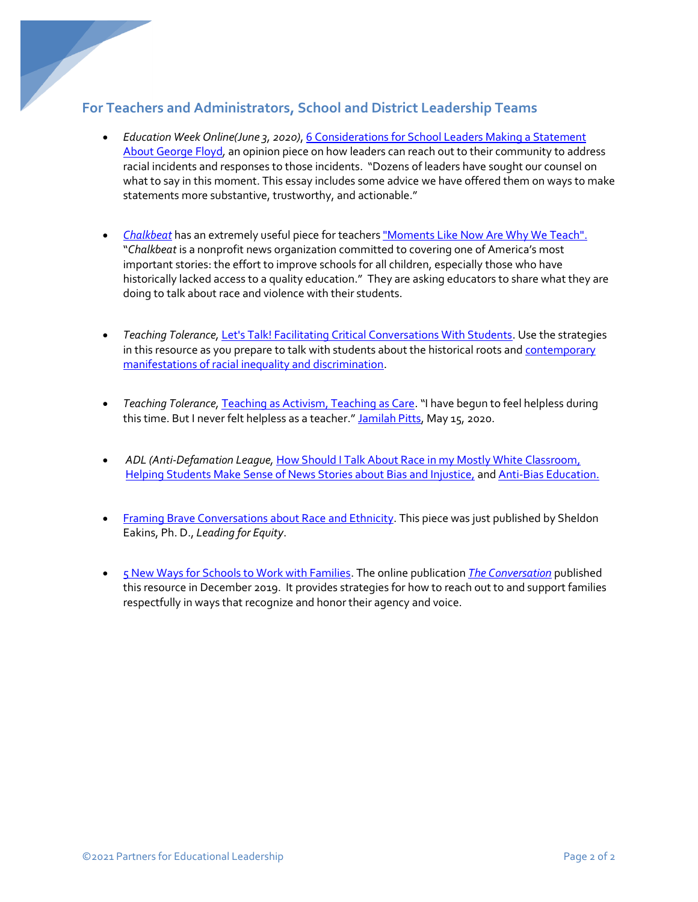## For Teachers and Administrators, School and District Leadership Teams

- *Education Week Online(June 3, 2020)*, 6 Considerations for School Leaders Making a Statement About George Floyd, an opinion piece on how leaders can reach out to their community to address racial incidents and responses to those incidents. "Dozens of leaders have sought our counsel on what to say in this moment. This essay includes some advice we have offered them on ways to make statements more substantive, trustworthy, and actionable."

- *Chalkbeat* has an extremely useful piece for teachers "Moments Like Now Are Why We Teach". "*Chalkbeat* is a nonprofit news organization committed to covering one of America's most important stories: the effort to improve schools for all children, especially those who have historically lacked access to a quality education." They are asking educators to share what they are doing to talk about race and violence with their students.

- *Teaching Tolerance*, Let's Talk! Facilitating Critical Conversations With Students. Use the strategies in this resource as you prepare to talk with students about the historical roots and contemporary manifestations of racial inequality and discrimination.

- *Teaching Tolerance*, Teaching as Activism, Teaching as Care. "I have begun to feel helpless during this time. But I never felt helpless as a teacher." Jamilah Pitts, May 15, 2020.

- *ADL (Anti-Defamation League*, How Should I Talk About Race in my Mostly White Classroom, Helping Students Make Sense of News Stories about Bias and Injustice, and Anti-Bias Education.

- Framing Brave Conversations about Race and Ethnicity. This piece was just published by Sheldon Eakins, Ph. D., *Leading for Equity*.

- 5 New Ways for Schools to Work with Families. The online publication *The Conversation* published this resource in December 2019. It provides strategies for how to reach out to and support families respectfully in ways that recognize and honor their agency and voice.

©2021 Partners for Educational Leadership